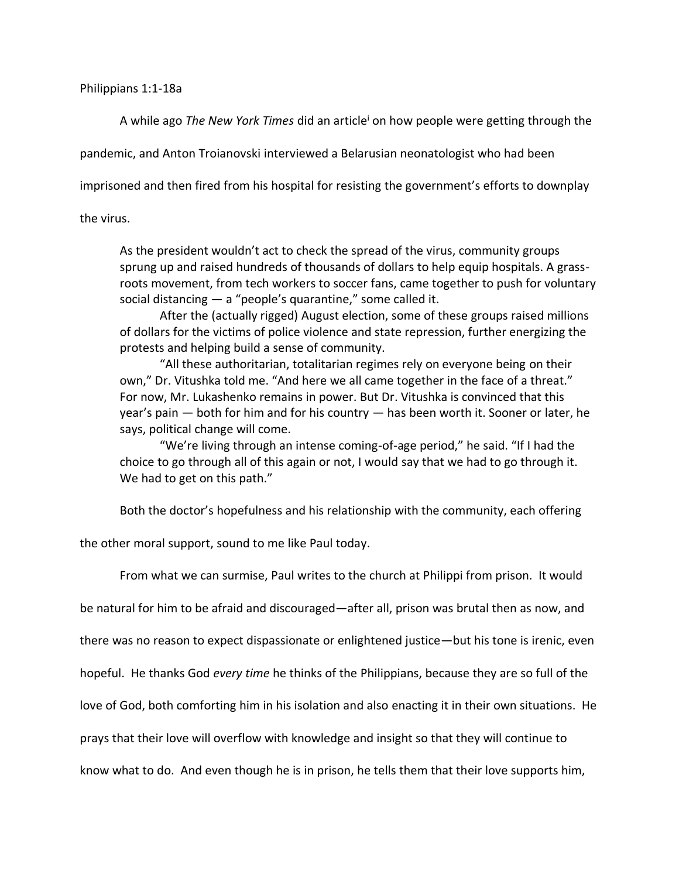Philippians 1:1-18a

A while ago *The New York Times* did an article[i] on how people were getting through the pandemic, and Anton Troianovski interviewed a Belarusian neonatologist who had been imprisoned and then fired from his hospital for resisting the government's efforts to downplay the virus.

> As the president wouldn't act to check the spread of the virus, community groups sprung up and raised hundreds of thousands of dollars to help equip hospitals. A grass-roots movement, from tech workers to soccer fans, came together to push for voluntary social distancing — a "people's quarantine," some called it.
>
> After the (actually rigged) August election, some of these groups raised millions of dollars for the victims of police violence and state repression, further energizing the protests and helping build a sense of community.
>
> "All these authoritarian, totalitarian regimes rely on everyone being on their own," Dr. Vitushka told me. "And here we all came together in the face of a threat." For now, Mr. Lukashenko remains in power. But Dr. Vitushka is convinced that this year's pain — both for him and for his country — has been worth it. Sooner or later, he says, political change will come.
>
> "We're living through an intense coming-of-age period," he said. "If I had the choice to go through all of this again or not, I would say that we had to go through it. We had to get on this path."

Both the doctor's hopefulness and his relationship with the community, each offering the other moral support, sound to me like Paul today.

From what we can surmise, Paul writes to the church at Philippi from prison. It would be natural for him to be afraid and discouraged—after all, prison was brutal then as now, and there was no reason to expect dispassionate or enlightened justice—but his tone is irenic, even hopeful. He thanks God *every time* he thinks of the Philippians, because they are so full of the love of God, both comforting him in his isolation and also enacting it in their own situations. He prays that their love will overflow with knowledge and insight so that they will continue to know what to do. And even though he is in prison, he tells them that their love supports him,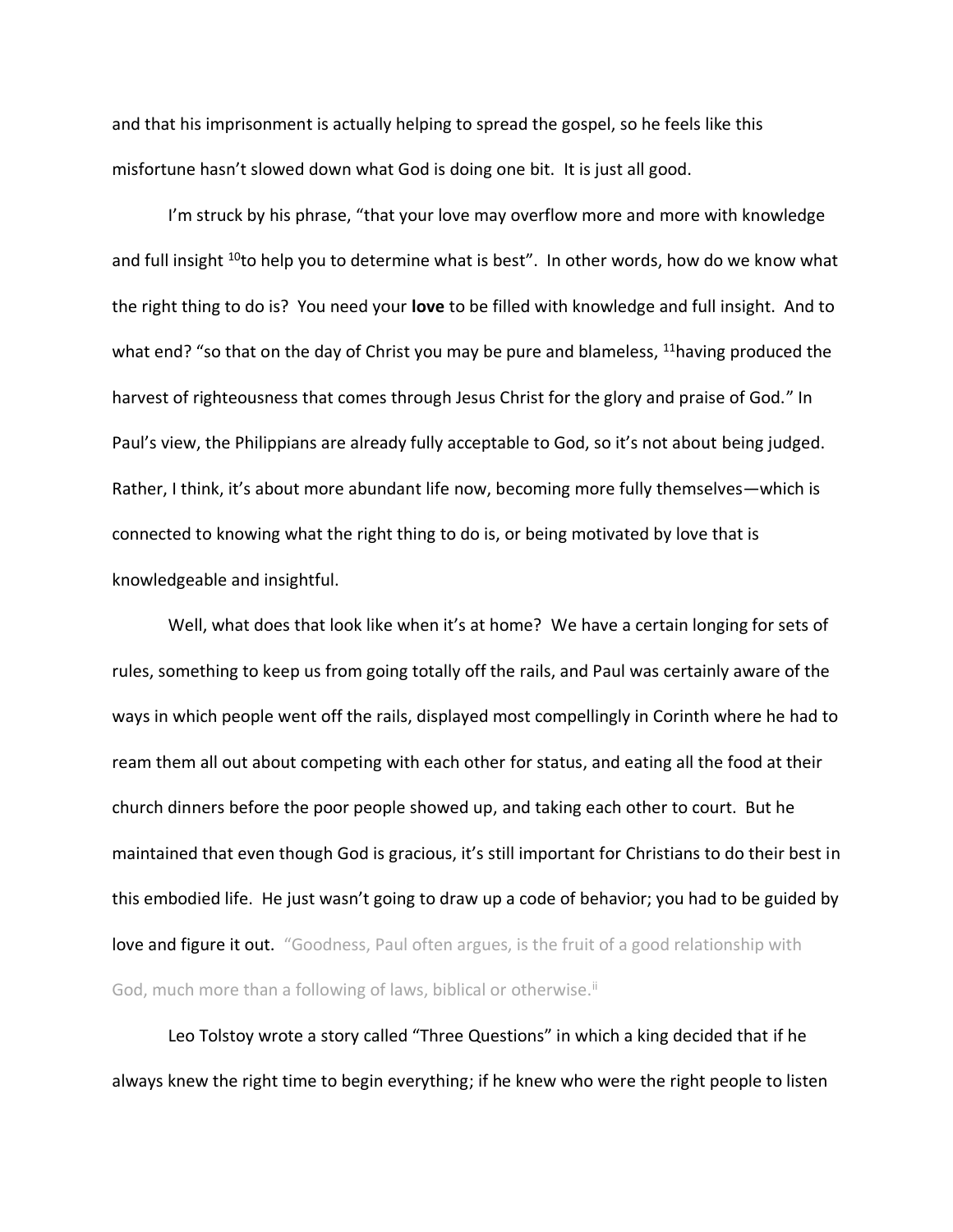and that his imprisonment is actually helping to spread the gospel, so he feels like this misfortune hasn't slowed down what God is doing one bit. It is just all good.

I'm struck by his phrase, "that your love may overflow more and more with knowledge and full insight [10]to help you to determine what is best". In other words, how do we know what the right thing to do is? You need your **love** to be filled with knowledge and full insight. And to what end? "so that on the day of Christ you may be pure and blameless, [11]having produced the harvest of righteousness that comes through Jesus Christ for the glory and praise of God." In Paul's view, the Philippians are already fully acceptable to God, so it's not about being judged. Rather, I think, it's about more abundant life now, becoming more fully themselves—which is connected to knowing what the right thing to do is, or being motivated by love that is knowledgeable and insightful.

Well, what does that look like when it's at home? We have a certain longing for sets of rules, something to keep us from going totally off the rails, and Paul was certainly aware of the ways in which people went off the rails, displayed most compellingly in Corinth where he had to ream them all out about competing with each other for status, and eating all the food at their church dinners before the poor people showed up, and taking each other to court. But he maintained that even though God is gracious, it's still important for Christians to do their best in this embodied life. He just wasn't going to draw up a code of behavior; you had to be guided by love and figure it out. "Goodness, Paul often argues, is the fruit of a good relationship with God, much more than a following of laws, biblical or otherwise.[ii]

Leo Tolstoy wrote a story called "Three Questions" in which a king decided that if he always knew the right time to begin everything; if he knew who were the right people to listen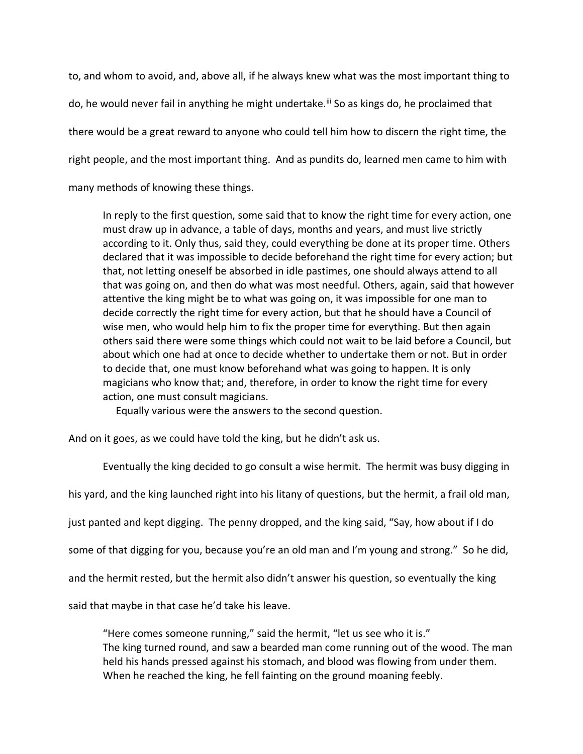to, and whom to avoid, and, above all, if he always knew what was the most important thing to do, he would never fail in anything he might undertake.[iii] So as kings do, he proclaimed that there would be a great reward to anyone who could tell him how to discern the right time, the right people, and the most important thing. And as pundits do, learned men came to him with many methods of knowing these things.

> In reply to the first question, some said that to know the right time for every action, one must draw up in advance, a table of days, months and years, and must live strictly according to it. Only thus, said they, could everything be done at its proper time. Others declared that it was impossible to decide beforehand the right time for every action; but that, not letting oneself be absorbed in idle pastimes, one should always attend to all that was going on, and then do what was most needful. Others, again, said that however attentive the king might be to what was going on, it was impossible for one man to decide correctly the right time for every action, but that he should have a Council of wise men, who would help him to fix the proper time for everything. But then again others said there were some things which could not wait to be laid before a Council, but about which one had at once to decide whether to undertake them or not. But in order to decide that, one must know beforehand what was going to happen. It is only magicians who know that; and, therefore, in order to know the right time for every action, one must consult magicians.
>
> Equally various were the answers to the second question.

And on it goes, as we could have told the king, but he didn't ask us.

Eventually the king decided to go consult a wise hermit. The hermit was busy digging in his yard, and the king launched right into his litany of questions, but the hermit, a frail old man, just panted and kept digging. The penny dropped, and the king said, "Say, how about if I do some of that digging for you, because you're an old man and I'm young and strong." So he did, and the hermit rested, but the hermit also didn't answer his question, so eventually the king said that maybe in that case he'd take his leave.

> "Here comes someone running," said the hermit, "let us see who it is."
> The king turned round, and saw a bearded man come running out of the wood. The man held his hands pressed against his stomach, and blood was flowing from under them. When he reached the king, he fell fainting on the ground moaning feebly.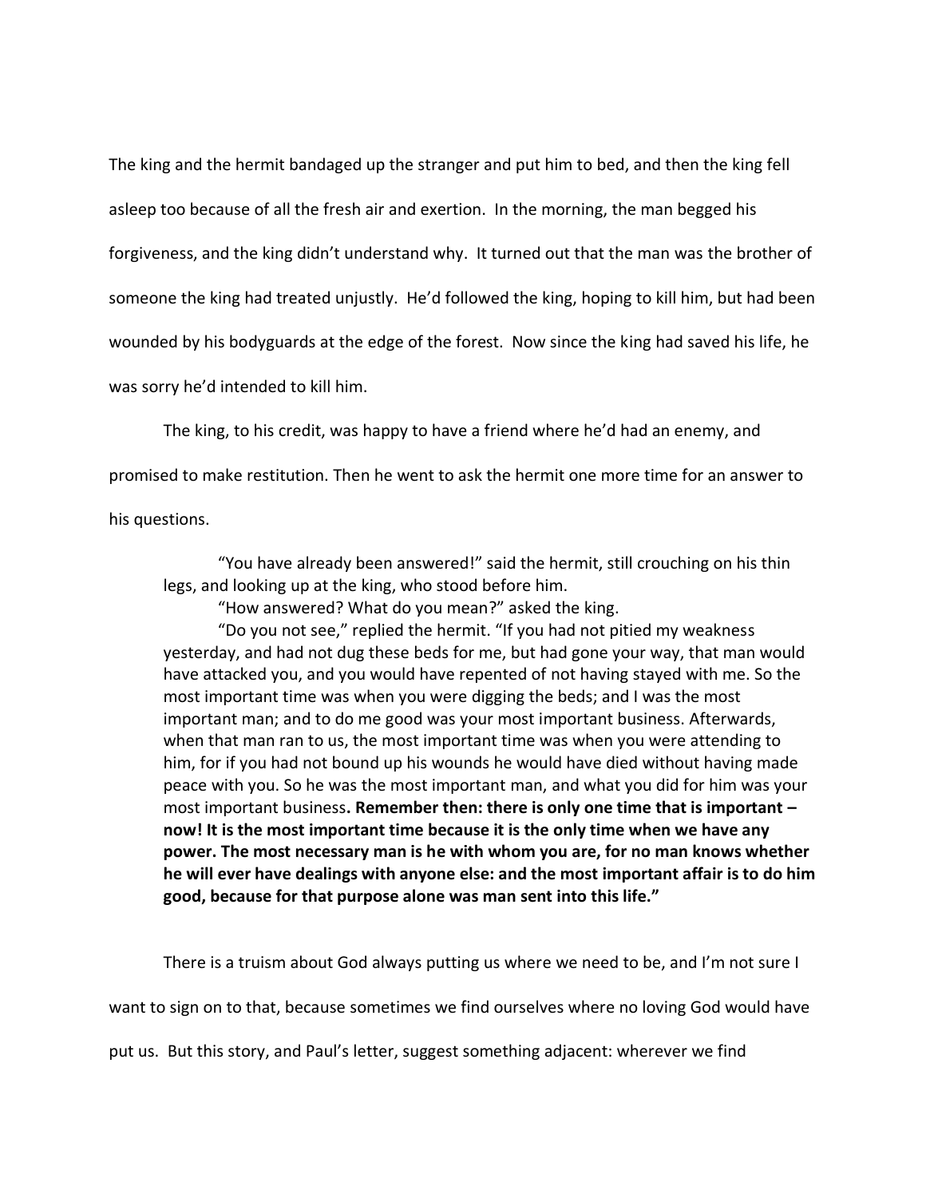The king and the hermit bandaged up the stranger and put him to bed, and then the king fell asleep too because of all the fresh air and exertion. In the morning, the man begged his forgiveness, and the king didn't understand why. It turned out that the man was the brother of someone the king had treated unjustly. He'd followed the king, hoping to kill him, but had been wounded by his bodyguards at the edge of the forest. Now since the king had saved his life, he was sorry he'd intended to kill him.

The king, to his credit, was happy to have a friend where he'd had an enemy, and promised to make restitution. Then he went to ask the hermit one more time for an answer to his questions.

> "You have already been answered!" said the hermit, still crouching on his thin legs, and looking up at the king, who stood before him.
>
> "How answered? What do you mean?" asked the king.
>
> "Do you not see," replied the hermit. "If you had not pitied my weakness yesterday, and had not dug these beds for me, but had gone your way, that man would have attacked you, and you would have repented of not having stayed with me. So the most important time was when you were digging the beds; and I was the most important man; and to do me good was your most important business. Afterwards, when that man ran to us, the most important time was when you were attending to him, for if you had not bound up his wounds he would have died without having made peace with you. So he was the most important man, and what you did for him was your most important business**. Remember then: there is only one time that is important – now! It is the most important time because it is the only time when we have any power. The most necessary man is he with whom you are, for no man knows whether he will ever have dealings with anyone else: and the most important affair is to do him good, because for that purpose alone was man sent into this life."**

There is a truism about God always putting us where we need to be, and I'm not sure I want to sign on to that, because sometimes we find ourselves where no loving God would have put us. But this story, and Paul's letter, suggest something adjacent: wherever we find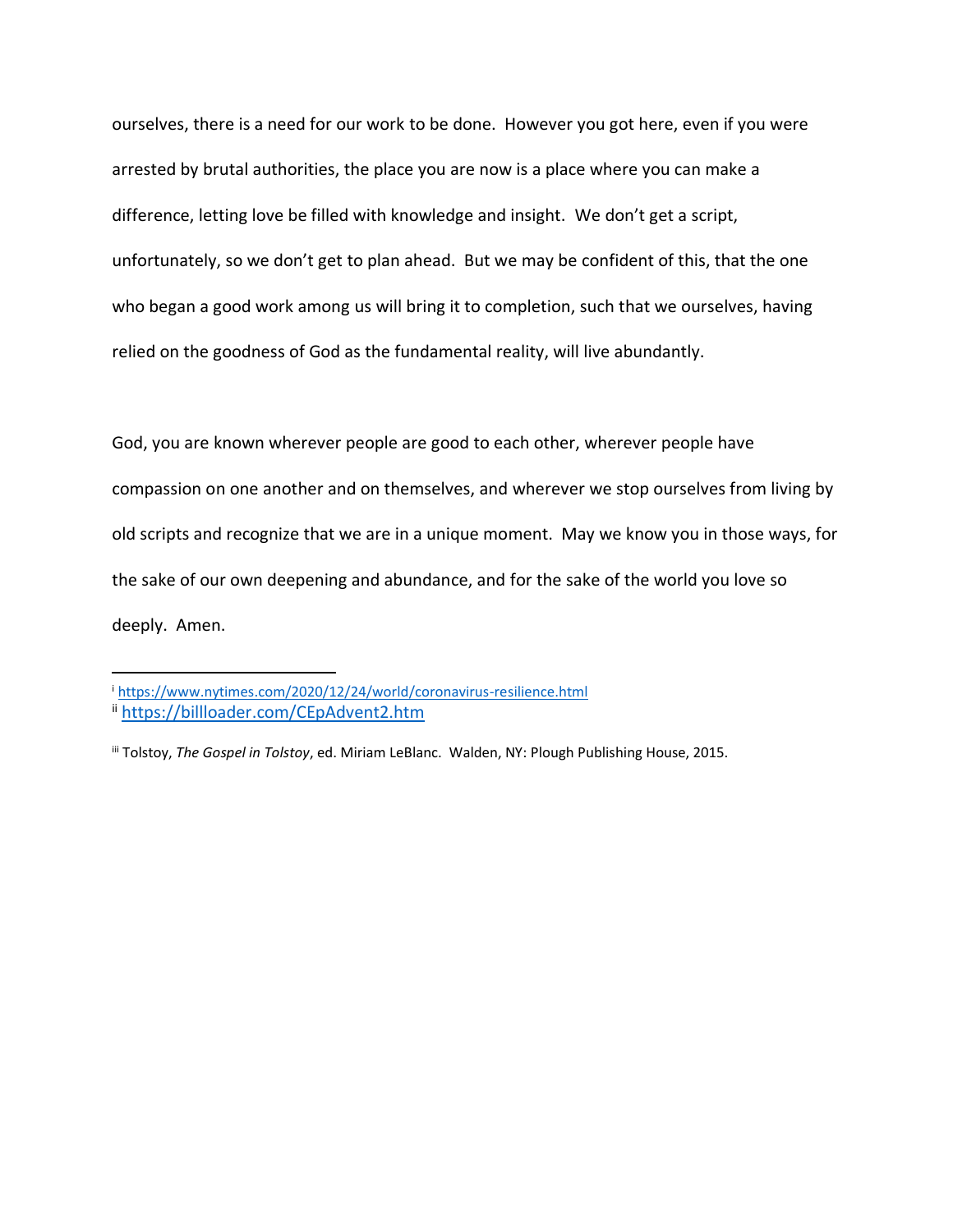ourselves, there is a need for our work to be done. However you got here, even if you were arrested by brutal authorities, the place you are now is a place where you can make a difference, letting love be filled with knowledge and insight. We don't get a script, unfortunately, so we don't get to plan ahead. But we may be confident of this, that the one who began a good work among us will bring it to completion, such that we ourselves, having relied on the goodness of God as the fundamental reality, will live abundantly.

God, you are known wherever people are good to each other, wherever people have compassion on one another and on themselves, and wherever we stop ourselves from living by old scripts and recognize that we are in a unique moment. May we know you in those ways, for the sake of our own deepening and abundance, and for the sake of the world you love so deeply. Amen.

---

[i] https://www.nytimes.com/2020/12/24/world/coronavirus-resilience.html

[ii] https://billloader.com/CEpAdvent2.htm

[iii] Tolstoy, *The Gospel in Tolstoy*, ed. Miriam LeBlanc. Walden, NY: Plough Publishing House, 2015.